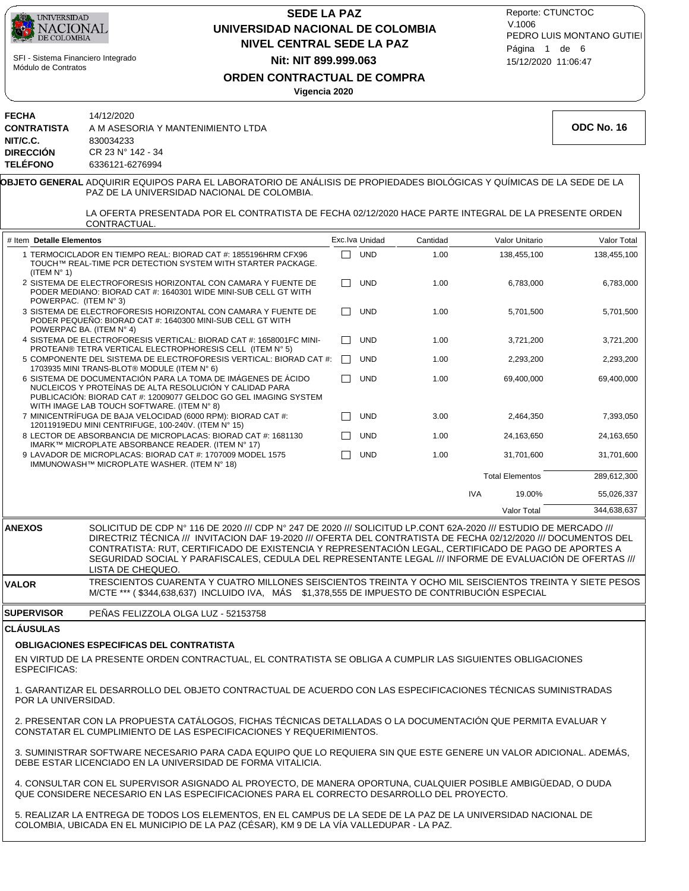UNIVERSIDAD NACIONAL DE COLOMBIA

SFI - Sistema Financiero Integrado
Módulo de Contratos

# SEDE LA PAZ
## UNIVERSIDAD NACIONAL DE COLOMBIA
## NIVEL CENTRAL SEDE LA PAZ
## Nit: NIT 899.999.063
## ORDEN CONTRACTUAL DE COMPRA
**Vigencia 2020**

Reporte: CTUNCTOC
V.1006
PEDRO LUIS MONTANO GUTIEI
15/12/2020 11:06:47

**FECHA** 14/12/2020
**CONTRATISTA** A M ASESORIA Y MANTENIMIENTO LTDA
**NIT/C.C.** 830034233
**DIRECCIÓN** CR 23 N° 142 - 34
**TELÉFONO** 6336121-6276994

**ODC No. 16**

**OBJETO GENERAL** ADQUIRIR EQUIPOS PARA EL LABORATORIO DE ANÁLISIS DE PROPIEDADES BIOLÓGICAS Y QUÍMICAS DE LA SEDE DE LA PAZ DE LA UNIVERSIDAD NACIONAL DE COLOMBIA.

LA OFERTA PRESENTADA POR EL CONTRATISTA DE FECHA 02/12/2020 HACE PARTE INTEGRAL DE LA PRESENTE ORDEN CONTRACTUAL.

| # Item | Detalle Elementos | Exc.Iva | Unidad | Cantidad | Valor Unitario | Valor Total |
|---|---|---|---|---|---|---|
| 1 | TERMOCICLADOR EN TIEMPO REAL: BIORAD CAT #: 1855196HRM CFX96 TOUCH™ REAL-TIME PCR DETECTION SYSTEM WITH STARTER PACKAGE. (ITEM N° 1) | ☐ | UND | 1.00 | 138,455,100 | 138,455,100 |
| 2 | SISTEMA DE ELECTROFORESIS HORIZONTAL CON CAMARA Y FUENTE DE PODER MEDIANO: BIORAD CAT #: 1640301 WIDE MINI-SUB CELL GT WITH POWERPAC. (ITEM N° 3) | ☐ | UND | 1.00 | 6,783,000 | 6,783,000 |
| 3 | SISTEMA DE ELECTROFORESIS HORIZONTAL CON CAMARA Y FUENTE DE PODER PEQUEÑO: BIORAD CAT #: 1640300 MINI-SUB CELL GT WITH POWERPAC BA. (ITEM N° 4) | ☐ | UND | 1.00 | 5,701,500 | 5,701,500 |
| 4 | SISTEMA DE ELECTROFORESIS VERTICAL: BIORAD CAT #: 1658001FC MINI-PROTEAN® TETRA VERTICAL ELECTROPHORESIS CELL (ITEM N° 5) | ☐ | UND | 1.00 | 3,721,200 | 3,721,200 |
| 5 | COMPONENTE DEL SISTEMA DE ELECTROFORESIS VERTICAL: BIORAD CAT #: 1703935 MINI TRANS-BLOT® MODULE (ITEM N° 6) | ☐ | UND | 1.00 | 2,293,200 | 2,293,200 |
| 6 | SISTEMA DE DOCUMENTACIÓN PARA LA TOMA DE IMÁGENES DE ÁCIDO NUCLEICOS Y PROTEÍNAS DE ALTA RESOLUCIÓN Y CALIDAD PARA PUBLICACIÓN: BIORAD CAT #: 12009077 GELDOC GO GEL IMAGING SYSTEM WITH IMAGE LAB TOUCH SOFTWARE. (ITEM N° 8) | ☐ | UND | 1.00 | 69,400,000 | 69,400,000 |
| 7 | MINICENTRÍFUGA DE BAJA VELOCIDAD (6000 RPM): BIORAD CAT #: 12011919EDU MINI CENTRIFUGE, 100-240V. (ITEM N° 15) | ☐ | UND | 3.00 | 2,464,350 | 7,393,050 |
| 8 | LECTOR DE ABSORBANCIA DE MICROPLACAS: BIORAD CAT #: 1681130 IMARK™ MICROPLATE ABSORBANCE READER. (ITEM N° 17) | ☐ | UND | 1.00 | 24,163,650 | 24,163,650 |
| 9 | LAVADOR DE MICROPLACAS: BIORAD CAT #: 1707009 MODEL 1575 IMMUNOWASH™ MICROPLATE WASHER. (ITEM N° 18) | ☐ | UND | 1.00 | 31,701,600 | 31,701,600 |
| | | | | | Total Elementos | 289,612,300 |
| | | | | IVA | 19.00% | 55,026,337 |
| | | | | | Valor Total | 344,638,637 |

**ANEXOS** SOLICITUD DE CDP N° 116 DE 2020 /// CDP N° 247 DE 2020 /// SOLICITUD LP.CONT 62A-2020 /// ESTUDIO DE MERCADO /// DIRECTRIZ TÉCNICA /// INVITACION DAF 19-2020 /// OFERTA DEL CONTRATISTA DE FECHA 02/12/2020 /// DOCUMENTOS DEL CONTRATISTA: RUT, CERTIFICADO DE EXISTENCIA Y REPRESENTACIÓN LEGAL, CERTIFICADO DE PAGO DE APORTES A SEGURIDAD SOCIAL Y PARAFISCALES, CEDULA DEL REPRESENTANTE LEGAL /// INFORME DE EVALUACIÓN DE OFERTAS /// LISTA DE CHEQUEO.

**VALOR** TRESCIENTOS CUARENTA Y CUATRO MILLONES SEISCIENTOS TREINTA Y OCHO MIL SEISCIENTOS TREINTA Y SIETE PESOS M/CTE *** ( $344,638,637) INCLUIDO IVA, MÁS $1,378,555 DE IMPUESTO DE CONTRIBUCIÓN ESPECIAL

**SUPERVISOR** PEÑAS FELIZZOLA OLGA LUZ - 52153758

## CLÁUSULAS

### OBLIGACIONES ESPECIFICAS DEL CONTRATISTA

EN VIRTUD DE LA PRESENTE ORDEN CONTRACTUAL, EL CONTRATISTA SE OBLIGA A CUMPLIR LAS SIGUIENTES OBLIGACIONES ESPECIFICAS:

1. GARANTIZAR EL DESARROLLO DEL OBJETO CONTRACTUAL DE ACUERDO CON LAS ESPECIFICACIONES TÉCNICAS SUMINISTRADAS POR LA UNIVERSIDAD.

2. PRESENTAR CON LA PROPUESTA CATÁLOGOS, FICHAS TÉCNICAS DETALLADAS O LA DOCUMENTACIÓN QUE PERMITA EVALUAR Y CONSTATAR EL CUMPLIMIENTO DE LAS ESPECIFICACIONES Y REQUERIMIENTOS.

3. SUMINISTRAR SOFTWARE NECESARIO PARA CADA EQUIPO QUE LO REQUIERA SIN QUE ESTE GENERE UN VALOR ADICIONAL. ADEMÁS, DEBE ESTAR LICENCIADO EN LA UNIVERSIDAD DE FORMA VITALICIA.

4. CONSULTAR CON EL SUPERVISOR ASIGNADO AL PROYECTO, DE MANERA OPORTUNA, CUALQUIER POSIBLE AMBIGÜEDAD, O DUDA QUE CONSIDERE NECESARIO EN LAS ESPECIFICACIONES PARA EL CORRECTO DESARROLLO DEL PROYECTO.

5. REALIZAR LA ENTREGA DE TODOS LOS ELEMENTOS, EN EL CAMPUS DE LA SEDE DE LA PAZ DE LA UNIVERSIDAD NACIONAL DE COLOMBIA, UBICADA EN EL MUNICIPIO DE LA PAZ (CÉSAR), KM 9 DE LA VÍA VALLEDUPAR - LA PAZ.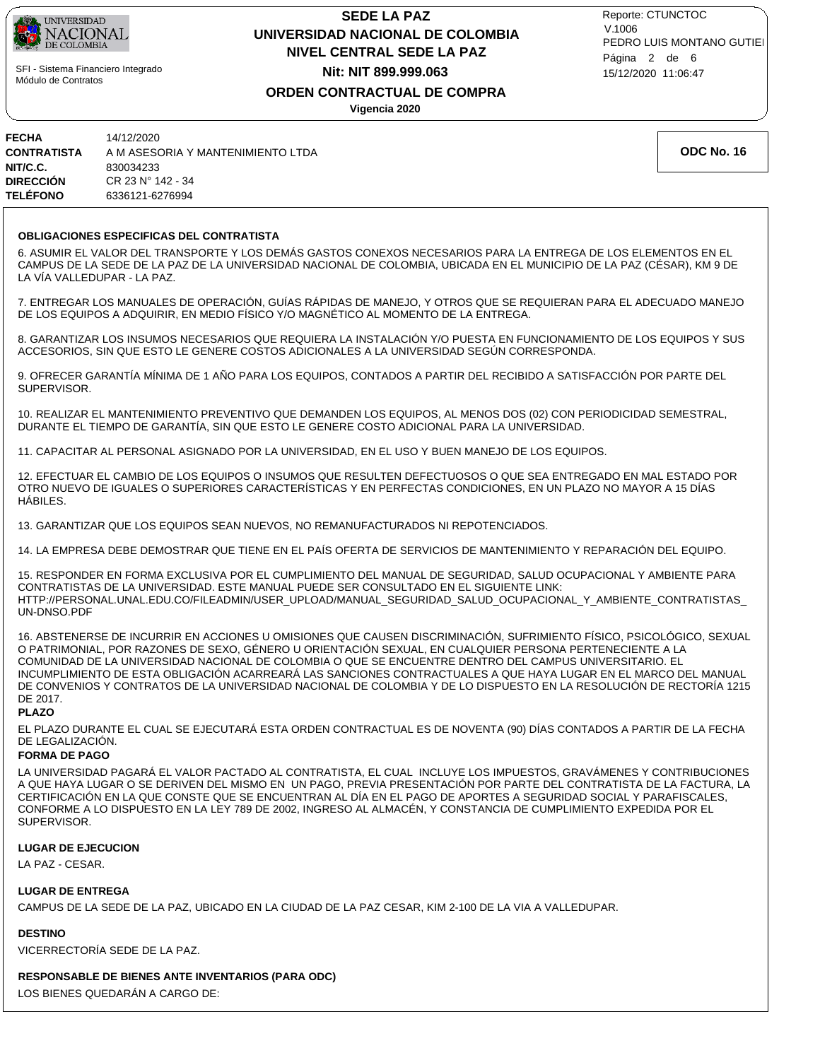**FECHA** 14/12/2020
**CONTRATISTA** A M ASESORIA Y MANTENIMIENTO LTDA
**NIT/C.C.** 830034233
**DIRECCIÓN** CR 23 N° 142 - 34
**TELÉFONO** 6336121-6276994

**ODC No. 16**

**OBLIGACIONES ESPECIFICAS DEL CONTRATISTA**

6. ASUMIR EL VALOR DEL TRANSPORTE Y LOS DEMÁS GASTOS CONEXOS NECESARIOS PARA LA ENTREGA DE LOS ELEMENTOS EN EL CAMPUS DE LA SEDE DE LA PAZ DE LA UNIVERSIDAD NACIONAL DE COLOMBIA, UBICADA EN EL MUNICIPIO DE LA PAZ (CÉSAR), KM 9 DE LA VÍA VALLEDUPAR - LA PAZ.

7. ENTREGAR LOS MANUALES DE OPERACIÓN, GUÍAS RÁPIDAS DE MANEJO, Y OTROS QUE SE REQUIERAN PARA EL ADECUADO MANEJO DE LOS EQUIPOS A ADQUIRIR, EN MEDIO FÍSICO Y/O MAGNÉTICO AL MOMENTO DE LA ENTREGA.

8. GARANTIZAR LOS INSUMOS NECESARIOS QUE REQUIERA LA INSTALACIÓN Y/O PUESTA EN FUNCIONAMIENTO DE LOS EQUIPOS Y SUS ACCESORIOS, SIN QUE ESTO LE GENERE COSTOS ADICIONALES A LA UNIVERSIDAD SEGÚN CORRESPONDA.

9. OFRECER GARANTÍA MÍNIMA DE 1 AÑO PARA LOS EQUIPOS, CONTADOS A PARTIR DEL RECIBIDO A SATISFACCIÓN POR PARTE DEL SUPERVISOR.

10. REALIZAR EL MANTENIMIENTO PREVENTIVO QUE DEMANDEN LOS EQUIPOS, AL MENOS DOS (02) CON PERIODICIDAD SEMESTRAL, DURANTE EL TIEMPO DE GARANTÍA, SIN QUE ESTO LE GENERE COSTO ADICIONAL PARA LA UNIVERSIDAD.

11. CAPACITAR AL PERSONAL ASIGNADO POR LA UNIVERSIDAD, EN EL USO Y BUEN MANEJO DE LOS EQUIPOS.

12. EFECTUAR EL CAMBIO DE LOS EQUIPOS O INSUMOS QUE RESULTEN DEFECTUOSOS O QUE SEA ENTREGADO EN MAL ESTADO POR OTRO NUEVO DE IGUALES O SUPERIORES CARACTERÍSTICAS Y EN PERFECTAS CONDICIONES, EN UN PLAZO NO MAYOR A 15 DÍAS HÁBILES.

13. GARANTIZAR QUE LOS EQUIPOS SEAN NUEVOS, NO REMANUFACTURADOS NI REPOTENCIADOS.

14. LA EMPRESA DEBE DEMOSTRAR QUE TIENE EN EL PAÍS OFERTA DE SERVICIOS DE MANTENIMIENTO Y REPARACIÓN DEL EQUIPO.

15. RESPONDER EN FORMA EXCLUSIVA POR EL CUMPLIMIENTO DEL MANUAL DE SEGURIDAD, SALUD OCUPACIONAL Y AMBIENTE PARA CONTRATISTAS DE LA UNIVERSIDAD. ESTE MANUAL PUEDE SER CONSULTADO EN EL SIGUIENTE LINK: HTTP://PERSONAL.UNAL.EDU.CO/FILEADMIN/USER_UPLOAD/MANUAL_SEGURIDAD_SALUD_OCUPACIONAL_Y_AMBIENTE_CONTRATISTAS_UN-DNSO.PDF

16. ABSTENERSE DE INCURRIR EN ACCIONES U OMISIONES QUE CAUSEN DISCRIMINACIÓN, SUFRIMIENTO FÍSICO, PSICOLÓGICO, SEXUAL O PATRIMONIAL, POR RAZONES DE SEXO, GÉNERO U ORIENTACIÓN SEXUAL, EN CUALQUIER PERSONA PERTENECIENTE A LA COMUNIDAD DE LA UNIVERSIDAD NACIONAL DE COLOMBIA O QUE SE ENCUENTRE DENTRO DEL CAMPUS UNIVERSITARIO. EL INCUMPLIMIENTO DE ESTA OBLIGACIÓN ACARREARÁ LAS SANCIONES CONTRACTUALES A QUE HAYA LUGAR EN EL MARCO DEL MANUAL DE CONVENIOS Y CONTRATOS DE LA UNIVERSIDAD NACIONAL DE COLOMBIA Y DE LO DISPUESTO EN LA RESOLUCIÓN DE RECTORÍA 1215 DE 2017.

**PLAZO**

EL PLAZO DURANTE EL CUAL SE EJECUTARÁ ESTA ORDEN CONTRACTUAL ES DE NOVENTA (90) DÍAS CONTADOS A PARTIR DE LA FECHA DE LEGALIZACIÓN.

**FORMA DE PAGO**

LA UNIVERSIDAD PAGARÁ EL VALOR PACTADO AL CONTRATISTA, EL CUAL INCLUYE LOS IMPUESTOS, GRAVÁMENES Y CONTRIBUCIONES A QUE HAYA LUGAR O SE DERIVEN DEL MISMO EN UN PAGO, PREVIA PRESENTACIÓN POR PARTE DEL CONTRATISTA DE LA FACTURA, LA CERTIFICACIÓN EN LA QUE CONSTE QUE SE ENCUENTRAN AL DÍA EN EL PAGO DE APORTES A SEGURIDAD SOCIAL Y PARAFISCALES, CONFORME A LO DISPUESTO EN LA LEY 789 DE 2002, INGRESO AL ALMACÉN, Y CONSTANCIA DE CUMPLIMIENTO EXPEDIDA POR EL SUPERVISOR.

**LUGAR DE EJECUCION**

LA PAZ - CESAR.

**LUGAR DE ENTREGA**

CAMPUS DE LA SEDE DE LA PAZ, UBICADO EN LA CIUDAD DE LA PAZ CESAR, KIM 2-100 DE LA VIA A VALLEDUPAR.

**DESTINO**

VICERRECTORÍA SEDE DE LA PAZ.

**RESPONSABLE DE BIENES ANTE INVENTARIOS (PARA ODC)**

LOS BIENES QUEDARÁN A CARGO DE: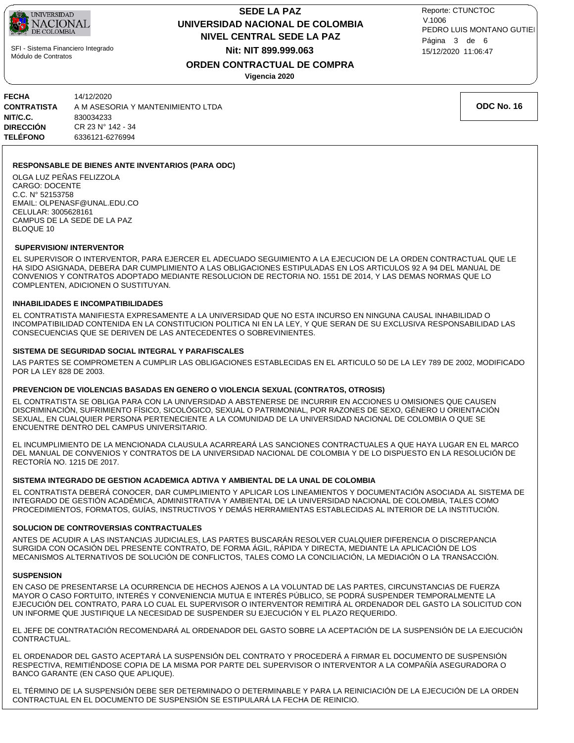**FECHA** 14/12/2020
**CONTRATISTA** A M ASESORIA Y MANTENIMIENTO LTDA
**NIT/C.C.** 830034233
**DIRECCIÓN** CR 23 N° 142 - 34
**TELÉFONO** 6336121-6276994

**ODC No. 16**

**RESPONSABLE DE BIENES ANTE INVENTARIOS (PARA ODC)**

OLGA LUZ PEÑAS FELIZZOLA
CARGO: DOCENTE
C.C. N° 52153758
EMAIL: OLPENASF@UNAL.EDU.CO
CELULAR: 3005628161
CAMPUS DE LA SEDE DE LA PAZ
BLOQUE 10

**SUPERVISION/ INTERVENTOR**

EL SUPERVISOR O INTERVENTOR, PARA EJERCER EL ADECUADO SEGUIMIENTO A LA EJECUCION DE LA ORDEN CONTRACTUAL QUE LE HA SIDO ASIGNADA, DEBERA DAR CUMPLIMIENTO A LAS OBLIGACIONES ESTIPULADAS EN LOS ARTICULOS 92 A 94 DEL MANUAL DE CONVENIOS Y CONTRATOS ADOPTADO MEDIANTE RESOLUCION DE RECTORIA NO. 1551 DE 2014, Y LAS DEMAS NORMAS QUE LO COMPLENTEN, ADICIONEN O SUSTITUYAN.

**INHABILIDADES E INCOMPATIBILIDADES**

EL CONTRATISTA MANIFIESTA EXPRESAMENTE A LA UNIVERSIDAD QUE NO ESTA INCURSO EN NINGUNA CAUSAL INHABILIDAD O INCOMPATIBILIDAD CONTENIDA EN LA CONSTITUCION POLITICA NI EN LA LEY, Y QUE SERAN DE SU EXCLUSIVA RESPONSABILIDAD LAS CONSECUENCIAS QUE SE DERIVEN DE LAS ANTECEDENTES O SOBREVINIENTES.

**SISTEMA DE SEGURIDAD SOCIAL INTEGRAL Y PARAFISCALES**

LAS PARTES SE COMPROMETEN A CUMPLIR LAS OBLIGACIONES ESTABLECIDAS EN EL ARTICULO 50 DE LA LEY 789 DE 2002, MODIFICADO POR LA LEY 828 DE 2003.

**PREVENCION DE VIOLENCIAS BASADAS EN GENERO O VIOLENCIA SEXUAL (CONTRATOS, OTROSIS)**

EL CONTRATISTA SE OBLIGA PARA CON LA UNIVERSIDAD A ABSTENERSE DE INCURRIR EN ACCIONES U OMISIONES QUE CAUSEN DISCRIMINACIÓN, SUFRIMIENTO FÍSICO, SICOLÓGICO, SEXUAL O PATRIMONIAL, POR RAZONES DE SEXO, GÉNERO U ORIENTACIÓN SEXUAL, EN CUALQUIER PERSONA PERTENECIENTE A LA COMUNIDAD DE LA UNIVERSIDAD NACIONAL DE COLOMBIA O QUE SE ENCUENTRE DENTRO DEL CAMPUS UNIVERSITARIO.

EL INCUMPLIMIENTO DE LA MENCIONADA CLAUSULA ACARREARÁ LAS SANCIONES CONTRACTUALES A QUE HAYA LUGAR EN EL MARCO DEL MANUAL DE CONVENIOS Y CONTRATOS DE LA UNIVERSIDAD NACIONAL DE COLOMBIA Y DE LO DISPUESTO EN LA RESOLUCIÓN DE RECTORÍA NO. 1215 DE 2017.

**SISTEMA INTEGRADO DE GESTION ACADEMICA ADTIVA Y AMBIENTAL DE LA UNAL DE COLOMBIA**

EL CONTRATISTA DEBERÁ CONOCER, DAR CUMPLIMIENTO Y APLICAR LOS LINEAMIENTOS Y DOCUMENTACIÓN ASOCIADA AL SISTEMA DE INTEGRADO DE GESTIÓN ACADÉMICA, ADMINISTRATIVA Y AMBIENTAL DE LA UNIVERSIDAD NACIONAL DE COLOMBIA, TALES COMO PROCEDIMIENTOS, FORMATOS, GUÍAS, INSTRUCTIVOS Y DEMÁS HERRAMIENTAS ESTABLECIDAS AL INTERIOR DE LA INSTITUCIÓN.

**SOLUCION DE CONTROVERSIAS CONTRACTUALES**

ANTES DE ACUDIR A LAS INSTANCIAS JUDICIALES, LAS PARTES BUSCARÁN RESOLVER CUALQUIER DIFERENCIA O DISCREPANCIA SURGIDA CON OCASIÓN DEL PRESENTE CONTRATO, DE FORMA ÁGIL, RÁPIDA Y DIRECTA, MEDIANTE LA APLICACIÓN DE LOS MECANISMOS ALTERNATIVOS DE SOLUCIÓN DE CONFLICTOS, TALES COMO LA CONCILIACIÓN, LA MEDIACIÓN O LA TRANSACCIÓN.

**SUSPENSION**

EN CASO DE PRESENTARSE LA OCURRENCIA DE HECHOS AJENOS A LA VOLUNTAD DE LAS PARTES, CIRCUNSTANCIAS DE FUERZA MAYOR O CASO FORTUITO, INTERÉS Y CONVENIENCIA MUTUA E INTERÉS PÚBLICO, SE PODRÁ SUSPENDER TEMPORALMENTE LA EJECUCIÓN DEL CONTRATO, PARA LO CUAL EL SUPERVISOR O INTERVENTOR REMITIRÁ AL ORDENADOR DEL GASTO LA SOLICITUD CON UN INFORME QUE JUSTIFIQUE LA NECESIDAD DE SUSPENDER SU EJECUCIÓN Y EL PLAZO REQUERIDO.

EL JEFE DE CONTRATACIÓN RECOMENDARÁ AL ORDENADOR DEL GASTO SOBRE LA ACEPTACIÓN DE LA SUSPENSIÓN DE LA EJECUCIÓN CONTRACTUAL.

EL ORDENADOR DEL GASTO ACEPTARÁ LA SUSPENSIÓN DEL CONTRATO Y PROCEDERÁ A FIRMAR EL DOCUMENTO DE SUSPENSIÓN RESPECTIVA, REMITIÉNDOSE COPIA DE LA MISMA POR PARTE DEL SUPERVISOR O INTERVENTOR A LA COMPAÑÍA ASEGURADORA O BANCO GARANTE (EN CASO QUE APLIQUE).

EL TÉRMINO DE LA SUSPENSIÓN DEBE SER DETERMINADO O DETERMINABLE Y PARA LA REINICIACIÓN DE LA EJECUCIÓN DE LA ORDEN CONTRACTUAL EN EL DOCUMENTO DE SUSPENSIÓN SE ESTIPULARÁ LA FECHA DE REINICIO.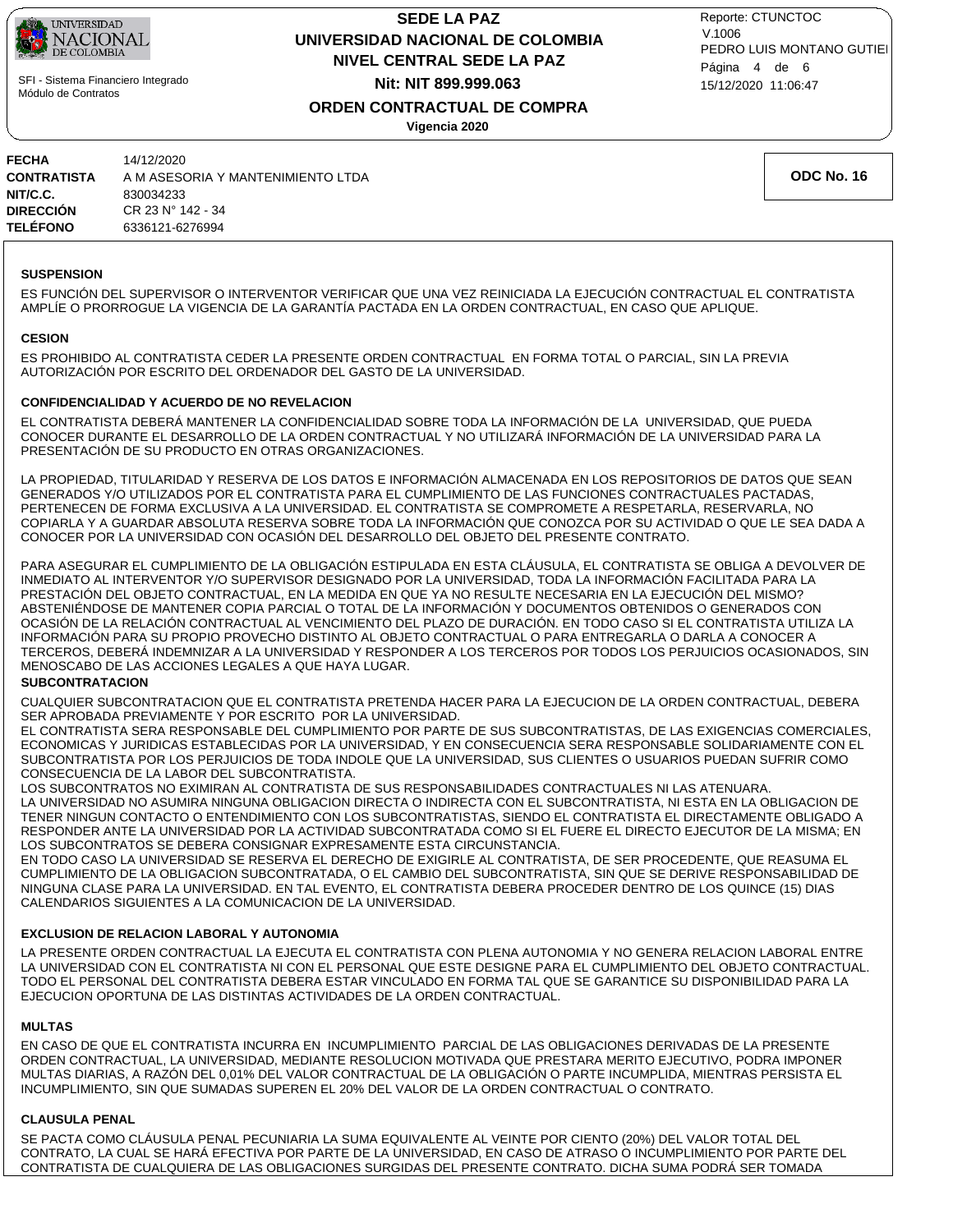**FECHA** 14/12/2020
**CONTRATISTA** A M ASESORIA Y MANTENIMIENTO LTDA
**NIT/C.C.** 830034233
**DIRECCIÓN** CR 23 N° 142 - 34
**TELÉFONO** 6336121-6276994

**ODC No. 16**

**SUSPENSION**

ES FUNCIÓN DEL SUPERVISOR O INTERVENTOR VERIFICAR QUE UNA VEZ REINICIADA LA EJECUCIÓN CONTRACTUAL EL CONTRATISTA AMPLÍE O PRORROGUE LA VIGENCIA DE LA GARANTÍA PACTADA EN LA ORDEN CONTRACTUAL, EN CASO QUE APLIQUE.

**CESION**

ES PROHIBIDO AL CONTRATISTA CEDER LA PRESENTE ORDEN CONTRACTUAL EN FORMA TOTAL O PARCIAL, SIN LA PREVIA AUTORIZACIÓN POR ESCRITO DEL ORDENADOR DEL GASTO DE LA UNIVERSIDAD.

**CONFIDENCIALIDAD Y ACUERDO DE NO REVELACION**

EL CONTRATISTA DEBERÁ MANTENER LA CONFIDENCIALIDAD SOBRE TODA LA INFORMACIÓN DE LA UNIVERSIDAD, QUE PUEDA CONOCER DURANTE EL DESARROLLO DE LA ORDEN CONTRACTUAL Y NO UTILIZARÁ INFORMACIÓN DE LA UNIVERSIDAD PARA LA PRESENTACIÓN DE SU PRODUCTO EN OTRAS ORGANIZACIONES.

LA PROPIEDAD, TITULARIDAD Y RESERVA DE LOS DATOS E INFORMACIÓN ALMACENADA EN LOS REPOSITORIOS DE DATOS QUE SEAN GENERADOS Y/O UTILIZADOS POR EL CONTRATISTA PARA EL CUMPLIMIENTO DE LAS FUNCIONES CONTRACTUALES PACTADAS, PERTENECEN DE FORMA EXCLUSIVA A LA UNIVERSIDAD. EL CONTRATISTA SE COMPROMETE A RESPETARLA, RESERVARLA, NO COPIARLA Y A GUARDAR ABSOLUTA RESERVA SOBRE TODA LA INFORMACIÓN QUE CONOZCA POR SU ACTIVIDAD O QUE LE SEA DADA A CONOCER POR LA UNIVERSIDAD CON OCASIÓN DEL DESARROLLO DEL OBJETO DEL PRESENTE CONTRATO.

PARA ASEGURAR EL CUMPLIMIENTO DE LA OBLIGACIÓN ESTIPULADA EN ESTA CLÁUSULA, EL CONTRATISTA SE OBLIGA A DEVOLVER DE INMEDIATO AL INTERVENTOR Y/O SUPERVISOR DESIGNADO POR LA UNIVERSIDAD, TODA LA INFORMACIÓN FACILITADA PARA LA PRESTACIÓN DEL OBJETO CONTRACTUAL, EN LA MEDIDA EN QUE YA NO RESULTE NECESARIA EN LA EJECUCIÓN DEL MISMO? ABSTENIÉNDOSE DE MANTENER COPIA PARCIAL O TOTAL DE LA INFORMACIÓN Y DOCUMENTOS OBTENIDOS O GENERADOS CON OCASIÓN DE LA RELACIÓN CONTRACTUAL AL VENCIMIENTO DEL PLAZO DE DURACIÓN. EN TODO CASO SI EL CONTRATISTA UTILIZA LA INFORMACIÓN PARA SU PROPIO PROVECHO DISTINTO AL OBJETO CONTRACTUAL O PARA ENTREGARLA O DARLA A CONOCER A TERCEROS, DEBERÁ INDEMNIZAR A LA UNIVERSIDAD Y RESPONDER A LOS TERCEROS POR TODOS LOS PERJUICIOS OCASIONADOS, SIN MENOSCABO DE LAS ACCIONES LEGALES A QUE HAYA LUGAR.

**SUBCONTRATACION**

CUALQUIER SUBCONTRATACION QUE EL CONTRATISTA PRETENDA HACER PARA LA EJECUCION DE LA ORDEN CONTRACTUAL, DEBERA SER APROBADA PREVIAMENTE Y POR ESCRITO POR LA UNIVERSIDAD.
EL CONTRATISTA SERA RESPONSABLE DEL CUMPLIMIENTO POR PARTE DE SUS SUBCONTRATISTAS, DE LAS EXIGENCIAS COMERCIALES, ECONOMICAS Y JURIDICAS ESTABLECIDAS POR LA UNIVERSIDAD, Y EN CONSECUENCIA SERA RESPONSABLE SOLIDARIAMENTE CON EL SUBCONTRATISTA POR LOS PERJUICIOS DE TODA INDOLE QUE LA UNIVERSIDAD, SUS CLIENTES O USUARIOS PUEDAN SUFRIR COMO CONSECUENCIA DE LA LABOR DEL SUBCONTRATISTA.
LOS SUBCONTRATOS NO EXIMIRAN AL CONTRATISTA DE SUS RESPONSABILIDADES CONTRACTUALES NI LAS ATENUARA.
LA UNIVERSIDAD NO ASUMIRA NINGUNA OBLIGACION DIRECTA O INDIRECTA CON EL SUBCONTRATISTA, NI ESTA EN LA OBLIGACION DE TENER NINGUN CONTACTO O ENTENDIMIENTO CON LOS SUBCONTRATISTAS, SIENDO EL CONTRATISTA EL DIRECTAMENTE OBLIGADO A RESPONDER ANTE LA UNIVERSIDAD POR LA ACTIVIDAD SUBCONTRATADA COMO SI EL FUERE EL DIRECTO EJECUTOR DE LA MISMA; EN LOS SUBCONTRATOS SE DEBERA CONSIGNAR EXPRESAMENTE ESTA CIRCUNSTANCIA.
EN TODO CASO LA UNIVERSIDAD SE RESERVA EL DERECHO DE EXIGIRLE AL CONTRATISTA, DE SER PROCEDENTE, QUE REASUMA EL CUMPLIMIENTO DE LA OBLIGACION SUBCONTRATADA, O EL CAMBIO DEL SUBCONTRATISTA, SIN QUE SE DERIVE RESPONSABILIDAD DE NINGUNA CLASE PARA LA UNIVERSIDAD. EN TAL EVENTO, EL CONTRATISTA DEBERA PROCEDER DENTRO DE LOS QUINCE (15) DIAS CALENDARIOS SIGUIENTES A LA COMUNICACION DE LA UNIVERSIDAD.

**EXCLUSION DE RELACION LABORAL Y AUTONOMIA**

LA PRESENTE ORDEN CONTRACTUAL LA EJECUTA EL CONTRATISTA CON PLENA AUTONOMIA Y NO GENERA RELACION LABORAL ENTRE LA UNIVERSIDAD CON EL CONTRATISTA NI CON EL PERSONAL QUE ESTE DESIGNE PARA EL CUMPLIMIENTO DEL OBJETO CONTRACTUAL. TODO EL PERSONAL DEL CONTRATISTA DEBERA ESTAR VINCULADO EN FORMA TAL QUE SE GARANTICE SU DISPONIBILIDAD PARA LA EJECUCION OPORTUNA DE LAS DISTINTAS ACTIVIDADES DE LA ORDEN CONTRACTUAL.

**MULTAS**

EN CASO DE QUE EL CONTRATISTA INCURRA EN INCUMPLIMIENTO PARCIAL DE LAS OBLIGACIONES DERIVADAS DE LA PRESENTE ORDEN CONTRACTUAL, LA UNIVERSIDAD, MEDIANTE RESOLUCION MOTIVADA QUE PRESTARA MERITO EJECUTIVO, PODRA IMPONER MULTAS DIARIAS, A RAZÓN DEL 0,01% DEL VALOR CONTRACTUAL DE LA OBLIGACIÓN O PARTE INCUMPLIDA, MIENTRAS PERSISTA EL INCUMPLIMIENTO, SIN QUE SUMADAS SUPEREN EL 20% DEL VALOR DE LA ORDEN CONTRACTUAL O CONTRATO.

**CLAUSULA PENAL**

SE PACTA COMO CLÁUSULA PENAL PECUNIARIA LA SUMA EQUIVALENTE AL VEINTE POR CIENTO (20%) DEL VALOR TOTAL DEL CONTRATO, LA CUAL SE HARÁ EFECTIVA POR PARTE DE LA UNIVERSIDAD, EN CASO DE ATRASO O INCUMPLIMIENTO POR PARTE DEL CONTRATISTA DE CUALQUIERA DE LAS OBLIGACIONES SURGIDAS DEL PRESENTE CONTRATO. DICHA SUMA PODRÁ SER TOMADA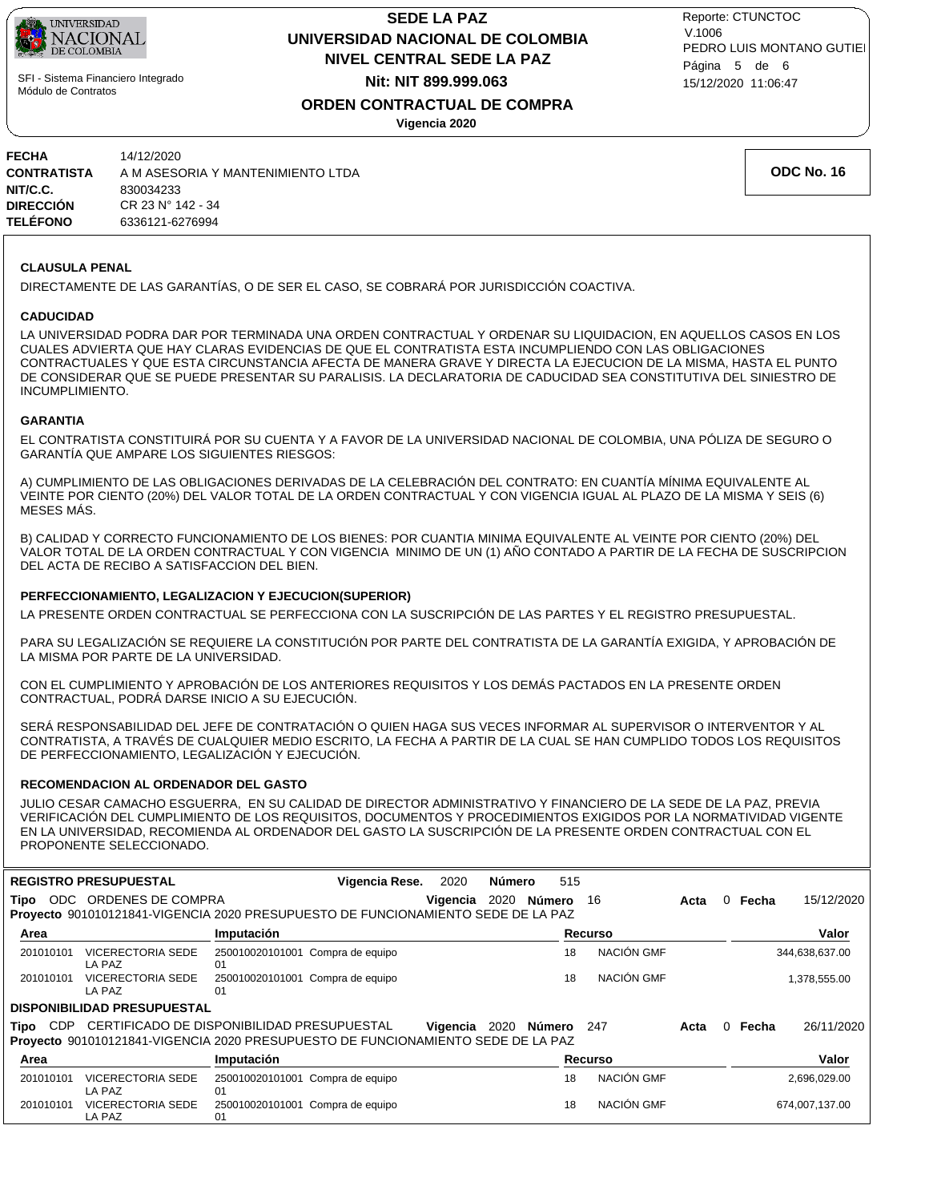| | |
|---|---|
| **FECHA** | 14/12/2020 |
| **CONTRATISTA** | A M ASESORIA Y MANTENIMIENTO LTDA |
| **NIT/C.C.** | 830034233 |
| **DIRECCIÓN** | CR 23 N° 142 - 34 |
| **TELÉFONO** | 6336121-6276994 |

**ODC No. 16**

### CLAUSULA PENAL

DIRECTAMENTE DE LAS GARANTÍAS, O DE SER EL CASO, SE COBRARÁ POR JURISDICCIÓN COACTIVA.

### CADUCIDAD

LA UNIVERSIDAD PODRA DAR POR TERMINADA UNA ORDEN CONTRACTUAL Y ORDENAR SU LIQUIDACION, EN AQUELLOS CASOS EN LOS CUALES ADVIERTA QUE HAY CLARAS EVIDENCIAS DE QUE EL CONTRATISTA ESTA INCUMPLIENDO CON LAS OBLIGACIONES CONTRACTUALES Y QUE ESTA CIRCUNSTANCIA AFECTA DE MANERA GRAVE Y DIRECTA LA EJECUCION DE LA MISMA, HASTA EL PUNTO DE CONSIDERAR QUE SE PUEDE PRESENTAR SU PARALISIS. LA DECLARATORIA DE CADUCIDAD SEA CONSTITUTIVA DEL SINIESTRO DE INCUMPLIMIENTO.

### GARANTIA

EL CONTRATISTA CONSTITUIRÁ POR SU CUENTA Y A FAVOR DE LA UNIVERSIDAD NACIONAL DE COLOMBIA, UNA PÓLIZA DE SEGURO O GARANTÍA QUE AMPARE LOS SIGUIENTES RIESGOS:

A) CUMPLIMIENTO DE LAS OBLIGACIONES DERIVADAS DE LA CELEBRACIÓN DEL CONTRATO: EN CUANTÍA MÍNIMA EQUIVALENTE AL VEINTE POR CIENTO (20%) DEL VALOR TOTAL DE LA ORDEN CONTRACTUAL Y CON VIGENCIA IGUAL AL PLAZO DE LA MISMA Y SEIS (6) MESES MÁS.

B) CALIDAD Y CORRECTO FUNCIONAMIENTO DE LOS BIENES: POR CUANTIA MINIMA EQUIVALENTE AL VEINTE POR CIENTO (20%) DEL VALOR TOTAL DE LA ORDEN CONTRACTUAL Y CON VIGENCIA MINIMO DE UN (1) AÑO CONTADO A PARTIR DE LA FECHA DE SUSCRIPCION DEL ACTA DE RECIBO A SATISFACCION DEL BIEN.

### PERFECCIONAMIENTO, LEGALIZACION Y EJECUCION(SUPERIOR)

LA PRESENTE ORDEN CONTRACTUAL SE PERFECCIONA CON LA SUSCRIPCIÓN DE LAS PARTES Y EL REGISTRO PRESUPUESTAL.

PARA SU LEGALIZACIÓN SE REQUIERE LA CONSTITUCIÓN POR PARTE DEL CONTRATISTA DE LA GARANTÍA EXIGIDA, Y APROBACIÓN DE LA MISMA POR PARTE DE LA UNIVERSIDAD.

CON EL CUMPLIMIENTO Y APROBACIÓN DE LOS ANTERIORES REQUISITOS Y LOS DEMÁS PACTADOS EN LA PRESENTE ORDEN CONTRACTUAL, PODRÁ DARSE INICIO A SU EJECUCIÓN.

SERÁ RESPONSABILIDAD DEL JEFE DE CONTRATACIÓN O QUIEN HAGA SUS VECES INFORMAR AL SUPERVISOR O INTERVENTOR Y AL CONTRATISTA, A TRAVÉS DE CUALQUIER MEDIO ESCRITO, LA FECHA A PARTIR DE LA CUAL SE HAN CUMPLIDO TODOS LOS REQUISITOS DE PERFECCIONAMIENTO, LEGALIZACIÓN Y EJECUCIÓN.

### RECOMENDACION AL ORDENADOR DEL GASTO

JULIO CESAR CAMACHO ESGUERRA, EN SU CALIDAD DE DIRECTOR ADMINISTRATIVO Y FINANCIERO DE LA SEDE DE LA PAZ, PREVIA VERIFICACIÓN DEL CUMPLIMIENTO DE LOS REQUISITOS, DOCUMENTOS Y PROCEDIMIENTOS EXIGIDOS POR LA NORMATIVIDAD VIGENTE EN LA UNIVERSIDAD, RECOMIENDA AL ORDENADOR DEL GASTO LA SUSCRIPCIÓN DE LA PRESENTE ORDEN CONTRACTUAL CON EL PROPONENTE SELECCIONADO.

### REGISTRO PRESUPUESTAL

**Vigencia Rese.** 2020 **Número** 515

**Tipo** ODC ORDENES DE COMPRA **Vigencia** 2020 **Número** 16 **Acta** 0 **Fecha** 15/12/2020

**Proyecto** 901010121841-VIGENCIA 2020 PRESUPUESTO DE FUNCIONAMIENTO SEDE DE LA PAZ

| Area | | Imputación | Recurso | | Valor |
|---|---|---|---|---|---|
| 201010101 | VICERECTORIA SEDE LA PAZ | 250010020101001 Compra de equipo 01 | 18 | NACIÓN GMF | 344,638,637.00 |
| 201010101 | VICERECTORIA SEDE LA PAZ | 250010020101001 Compra de equipo 01 | 18 | NACIÓN GMF | 1,378,555.00 |

### DISPONIBILIDAD PRESUPUESTAL

**Tipo** CDP CERTIFICADO DE DISPONIBILIDAD PRESUPUESTAL **Vigencia** 2020 **Número** 247 **Acta** 0 **Fecha** 26/11/2020

**Proyecto** 901010121841-VIGENCIA 2020 PRESUPUESTO DE FUNCIONAMIENTO SEDE DE LA PAZ

| Area | | Imputación | Recurso | | Valor |
|---|---|---|---|---|---|
| 201010101 | VICERECTORIA SEDE LA PAZ | 250010020101001 Compra de equipo 01 | 18 | NACIÓN GMF | 2,696,029.00 |
| 201010101 | VICERECTORIA SEDE LA PAZ | 250010020101001 Compra de equipo 01 | 18 | NACIÓN GMF | 674,007,137.00 |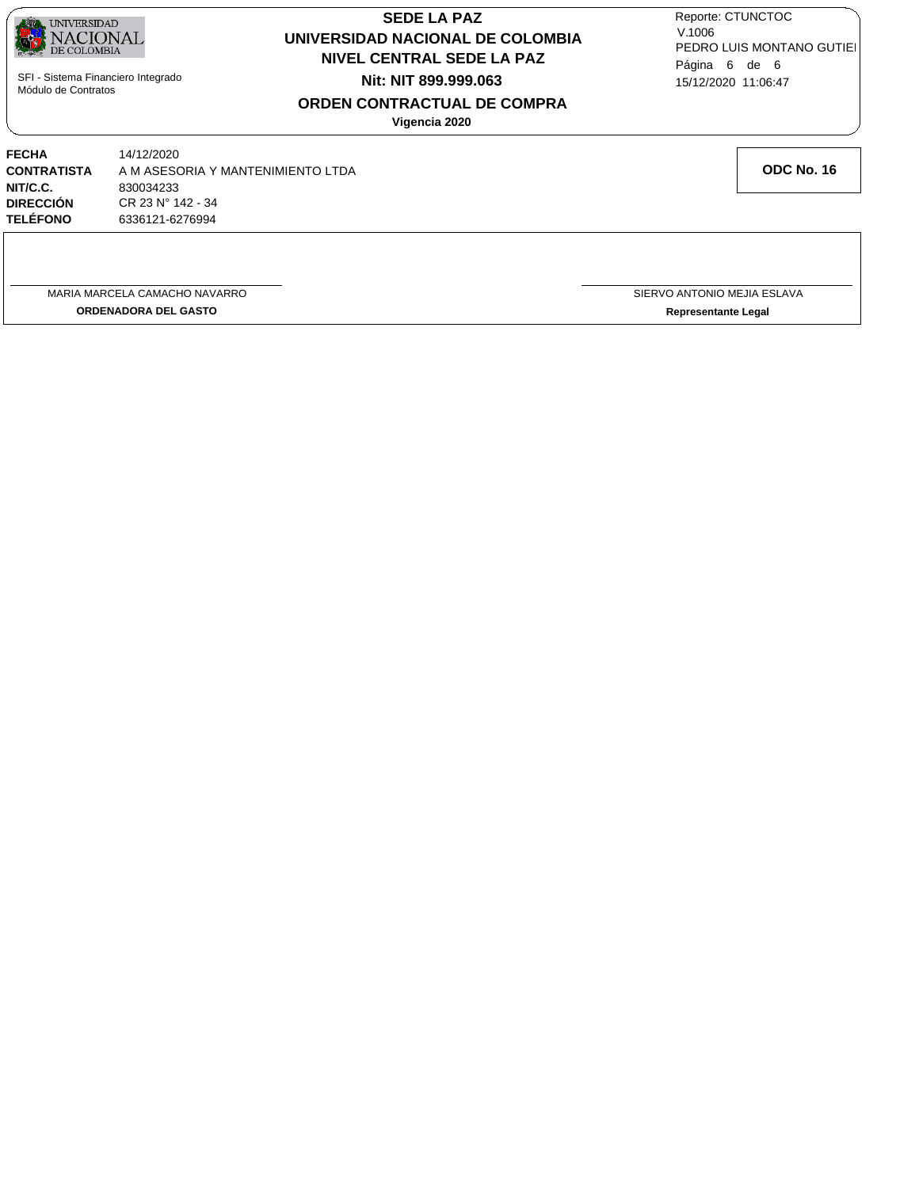# SEDE LA PAZ

## UNIVERSIDAD NACIONAL DE COLOMBIA

### NIVEL CENTRAL SEDE LA PAZ

**Nit: NIT 899.999.063**

### ORDEN CONTRACTUAL DE COMPRA

**Vigencia 2020**

SFI - Sistema Financiero Integrado
Módulo de Contratos

Reporte: CTUNCTOC
V.1006
PEDRO LUIS MONTANO GUTIEI
15/12/2020 11:06:47

| | |
|---|---|
| **FECHA** | 14/12/2020 |
| **CONTRATISTA** | A M ASESORIA Y MANTENIMIENTO LTDA |
| **NIT/C.C.** | 830034233 |
| **DIRECCIÓN** | CR 23 N° 142 - 34 |
| **TELÉFONO** | 6336121-6276994 |

**ODC No. 16**

| | |
|---|---|
| MARIA MARCELA CAMACHO NAVARRO | SIERVO ANTONIO MEJIA ESLAVA |
| **ORDENADORA DEL GASTO** | **Representante Legal** |